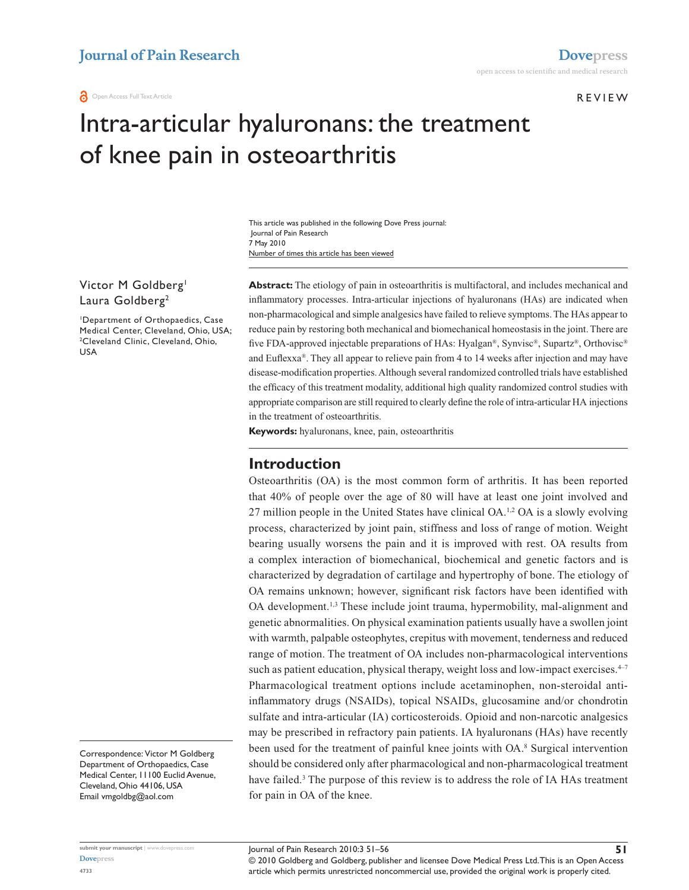Open Access Full Text Article

REVIEW

# Intra-articular hyaluronans: the treatment of knee pain in osteoarthritis

This article was published in the following Dove Press journal:
Journal of Pain Research
7 May 2010
Number of times this article has been viewed

Victor M Goldberg[1]
Laura Goldberg[2]

[1]Department of Orthopaedics, Case Medical Center, Cleveland, Ohio, USA; [2]Cleveland Clinic, Cleveland, Ohio, USA

Correspondence: Victor M Goldberg
Department of Orthopaedics, Case Medical Center, 11100 Euclid Avenue, Cleveland, Ohio 44106, USA
Email vmgoldbg@aol.com

**Abstract:** The etiology of pain in osteoarthritis is multifactoral, and includes mechanical and inflammatory processes. Intra-articular injections of hyaluronans (HAs) are indicated when non-pharmacological and simple analgesics have failed to relieve symptoms. The HAs appear to reduce pain by restoring both mechanical and biomechanical homeostasis in the joint. There are five FDA-approved injectable preparations of HAs: Hyalgan®, Synvisc®, Supartz®, Orthovisc® and Euflexxa®. They all appear to relieve pain from 4 to 14 weeks after injection and may have disease-modification properties. Although several randomized controlled trials have established the efficacy of this treatment modality, additional high quality randomized control studies with appropriate comparison are still required to clearly define the role of intra-articular HA injections in the treatment of osteoarthritis.

**Keywords:** hyaluronans, knee, pain, osteoarthritis

## Introduction

Osteoarthritis (OA) is the most common form of arthritis. It has been reported that 40% of people over the age of 80 will have at least one joint involved and 27 million people in the United States have clinical OA.[1,2] OA is a slowly evolving process, characterized by joint pain, stiffness and loss of range of motion. Weight bearing usually worsens the pain and it is improved with rest. OA results from a complex interaction of biomechanical, biochemical and genetic factors and is characterized by degradation of cartilage and hypertrophy of bone. The etiology of OA remains unknown; however, significant risk factors have been identified with OA development.[1,3] These include joint trauma, hypermobility, mal-alignment and genetic abnormalities. On physical examination patients usually have a swollen joint with warmth, palpable osteophytes, crepitus with movement, tenderness and reduced range of motion. The treatment of OA includes non-pharmacological interventions such as patient education, physical therapy, weight loss and low-impact exercises.[4–7] Pharmacological treatment options include acetaminophen, non-steroidal anti-inflammatory drugs (NSAIDs), topical NSAIDs, glucosamine and/or chondrotin sulfate and intra-articular (IA) corticosteroids. Opioid and non-narcotic analgesics may be prescribed in refractory pain patients. IA hyaluronans (HAs) have recently been used for the treatment of painful knee joints with OA.[8] Surgical intervention should be considered only after pharmacological and non-pharmacological treatment have failed.[3] The purpose of this review is to address the role of IA HAs treatment for pain in OA of the knee.

© 2010 Goldberg and Goldberg, publisher and licensee Dove Medical Press Ltd. This is an Open Access article which permits unrestricted noncommercial use, provided the original work is properly cited.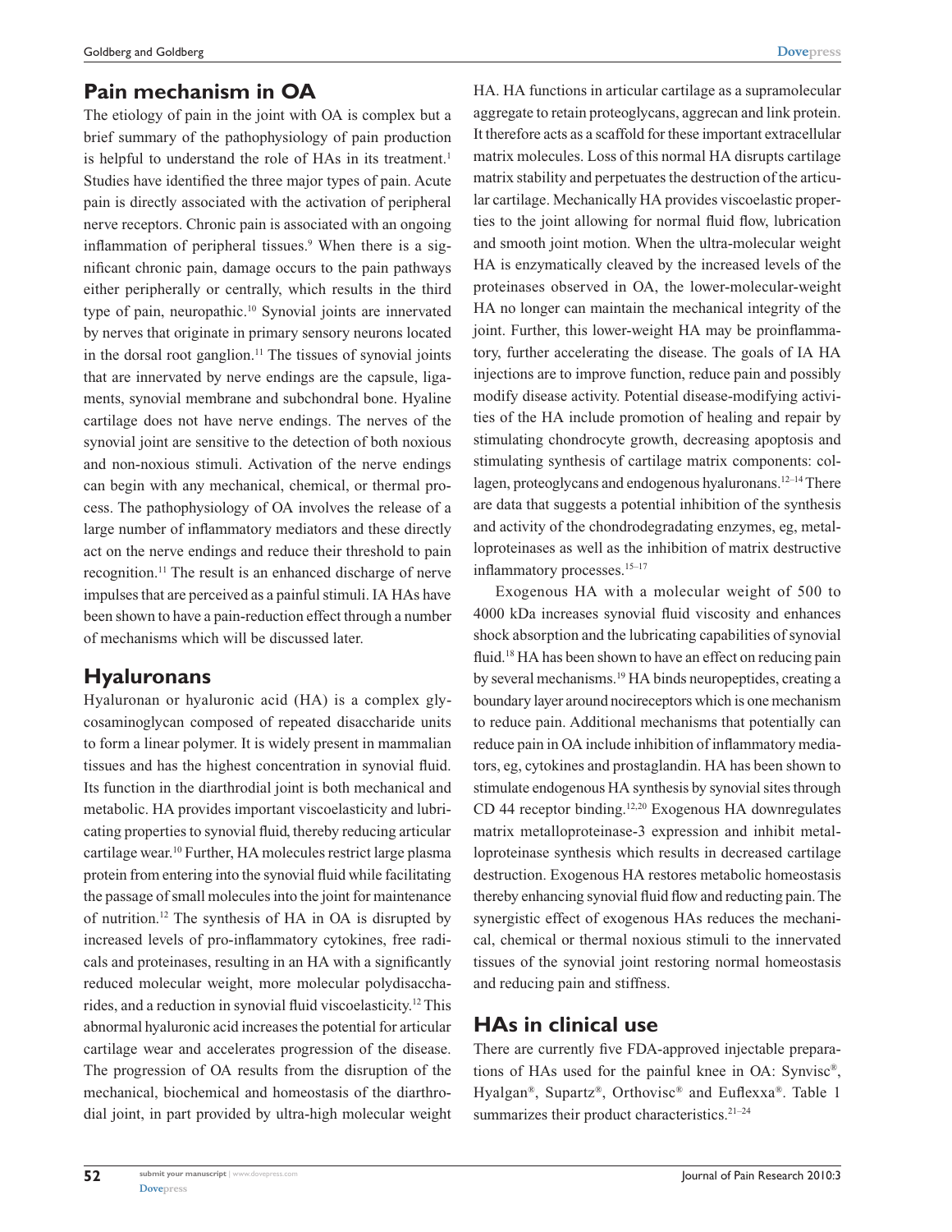## Pain mechanism in OA

The etiology of pain in the joint with OA is complex but a brief summary of the pathophysiology of pain production is helpful to understand the role of HAs in its treatment.[1] Studies have identified the three major types of pain. Acute pain is directly associated with the activation of peripheral nerve receptors. Chronic pain is associated with an ongoing inflammation of peripheral tissues.[9] When there is a significant chronic pain, damage occurs to the pain pathways either peripherally or centrally, which results in the third type of pain, neuropathic.[10] Synovial joints are innervated by nerves that originate in primary sensory neurons located in the dorsal root ganglion.[11] The tissues of synovial joints that are innervated by nerve endings are the capsule, ligaments, synovial membrane and subchondral bone. Hyaline cartilage does not have nerve endings. The nerves of the synovial joint are sensitive to the detection of both noxious and non-noxious stimuli. Activation of the nerve endings can begin with any mechanical, chemical, or thermal process. The pathophysiology of OA involves the release of a large number of inflammatory mediators and these directly act on the nerve endings and reduce their threshold to pain recognition.[11] The result is an enhanced discharge of nerve impulses that are perceived as a painful stimuli. IA HAs have been shown to have a pain-reduction effect through a number of mechanisms which will be discussed later.

## Hyaluronans

Hyaluronan or hyaluronic acid (HA) is a complex glycosaminoglycan composed of repeated disaccharide units to form a linear polymer. It is widely present in mammalian tissues and has the highest concentration in synovial fluid. Its function in the diarthrodial joint is both mechanical and metabolic. HA provides important viscoelasticity and lubricating properties to synovial fluid, thereby reducing articular cartilage wear.[10] Further, HA molecules restrict large plasma protein from entering into the synovial fluid while facilitating the passage of small molecules into the joint for maintenance of nutrition.[12] The synthesis of HA in OA is disrupted by increased levels of pro-inflammatory cytokines, free radicals and proteinases, resulting in an HA with a significantly reduced molecular weight, more molecular polydisaccharides, and a reduction in synovial fluid viscoelasticity.[12] This abnormal hyaluronic acid increases the potential for articular cartilage wear and accelerates progression of the disease. The progression of OA results from the disruption of the mechanical, biochemical and homeostasis of the diarthrodial joint, in part provided by ultra-high molecular weight HA. HA functions in articular cartilage as a supramolecular aggregate to retain proteoglycans, aggrecan and link protein. It therefore acts as a scaffold for these important extracellular matrix molecules. Loss of this normal HA disrupts cartilage matrix stability and perpetuates the destruction of the articular cartilage. Mechanically HA provides viscoelastic properties to the joint allowing for normal fluid flow, lubrication and smooth joint motion. When the ultra-molecular weight HA is enzymatically cleaved by the increased levels of the proteinases observed in OA, the lower-molecular-weight HA no longer can maintain the mechanical integrity of the joint. Further, this lower-weight HA may be proinflammatory, further accelerating the disease. The goals of IA HA injections are to improve function, reduce pain and possibly modify disease activity. Potential disease-modifying activities of the HA include promotion of healing and repair by stimulating chondrocyte growth, decreasing apoptosis and stimulating synthesis of cartilage matrix components: collagen, proteoglycans and endogenous hyaluronans.[12–14] There are data that suggests a potential inhibition of the synthesis and activity of the chondrodegradating enzymes, eg, metalloproteinases as well as the inhibition of matrix destructive inflammatory processes.[15–17]

Exogenous HA with a molecular weight of 500 to 4000 kDa increases synovial fluid viscosity and enhances shock absorption and the lubricating capabilities of synovial fluid.[18] HA has been shown to have an effect on reducing pain by several mechanisms.[19] HA binds neuropeptides, creating a boundary layer around nocireceptors which is one mechanism to reduce pain. Additional mechanisms that potentially can reduce pain in OA include inhibition of inflammatory mediators, eg, cytokines and prostaglandin. HA has been shown to stimulate endogenous HA synthesis by synovial sites through CD 44 receptor binding.[12,20] Exogenous HA downregulates matrix metalloproteinase-3 expression and inhibit metalloproteinase synthesis which results in decreased cartilage destruction. Exogenous HA restores metabolic homeostasis thereby enhancing synovial fluid flow and reducting pain. The synergistic effect of exogenous HAs reduces the mechanical, chemical or thermal noxious stimuli to the innervated tissues of the synovial joint restoring normal homeostasis and reducing pain and stiffness.

## HAs in clinical use

There are currently five FDA-approved injectable preparations of HAs used for the painful knee in OA: Synvisc®, Hyalgan®, Supartz®, Orthovisc® and Euflexxa®. Table 1 summarizes their product characteristics.[21–24]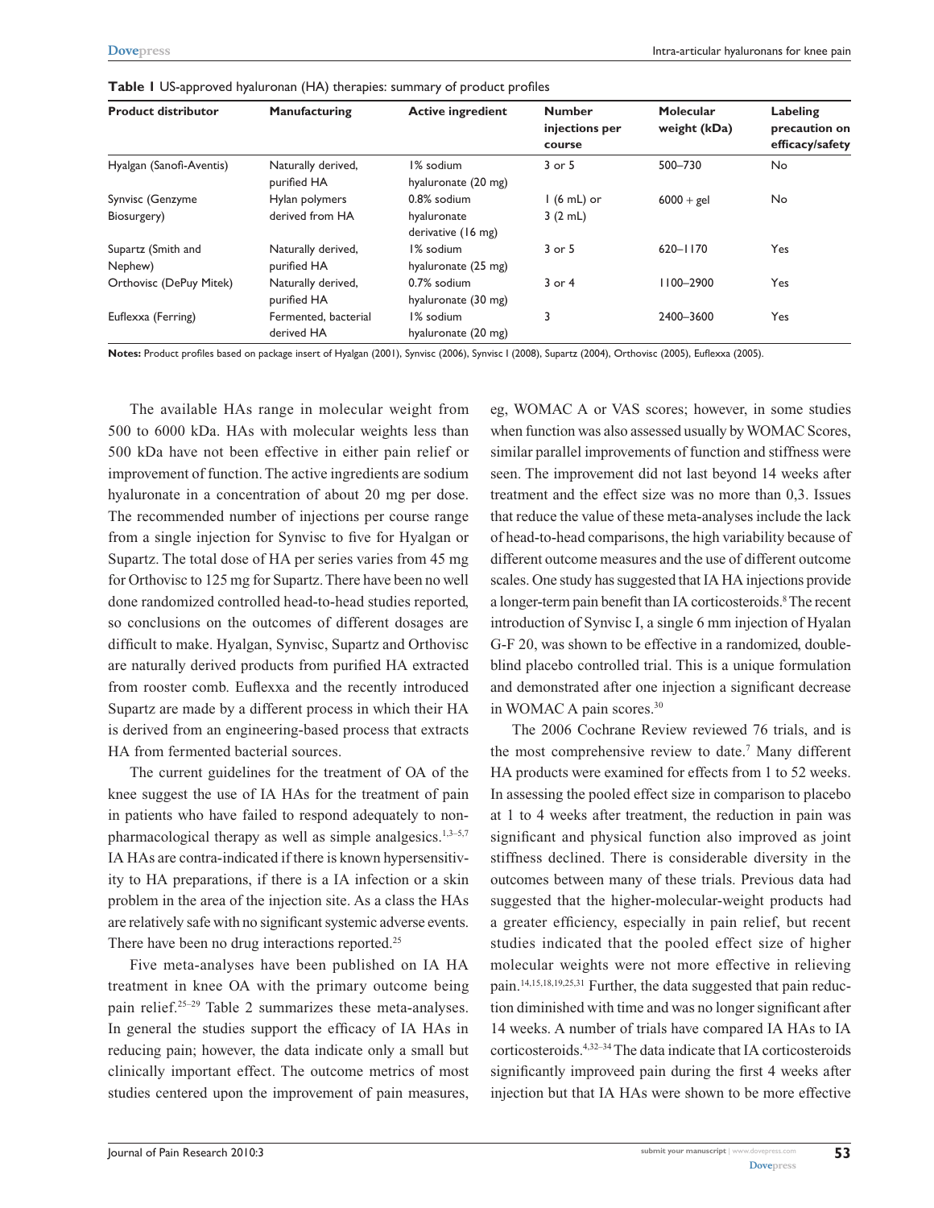**Table 1** US-approved hyaluronan (HA) therapies: summary of product profiles

| Product distributor | Manufacturing | Active ingredient | Number injections per course | Molecular weight (kDa) | Labeling precaution on efficacy/safety |
|---|---|---|---|---|---|
| Hyalgan (Sanofi-Aventis) | Naturally derived, purified HA | 1% sodium hyaluronate (20 mg) | 3 or 5 | 500–730 | No |
| Synvisc (Genzyme Biosurgery) | Hylan polymers derived from HA | 0.8% sodium hyaluronate derivative (16 mg) | 1 (6 mL) or 3 (2 mL) | 6000 + gel | No |
| Supartz (Smith and Nephew) | Naturally derived, purified HA | 1% sodium hyaluronate (25 mg) | 3 or 5 | 620–1170 | Yes |
| Orthovisc (DePuy Mitek) | Naturally derived, purified HA | 0.7% sodium hyaluronate (30 mg) | 3 or 4 | 1100–2900 | Yes |
| Euflexxa (Ferring) | Fermented, bacterial derived HA | 1% sodium hyaluronate (20 mg) | 3 | 2400–3600 | Yes |

**Notes:** Product profiles based on package insert of Hyalgan (2001), Synvisc (2006), Synvisc I (2008), Supartz (2004), Orthovisc (2005), Euflexxa (2005).

The available HAs range in molecular weight from 500 to 6000 kDa. HAs with molecular weights less than 500 kDa have not been effective in either pain relief or improvement of function. The active ingredients are sodium hyaluronate in a concentration of about 20 mg per dose. The recommended number of injections per course range from a single injection for Synvisc to five for Hyalgan or Supartz. The total dose of HA per series varies from 45 mg for Orthovisc to 125 mg for Supartz. There have been no well done randomized controlled head-to-head studies reported, so conclusions on the outcomes of different dosages are difficult to make. Hyalgan, Synvisc, Supartz and Orthovisc are naturally derived products from purified HA extracted from rooster comb. Euflexxa and the recently introduced Supartz are made by a different process in which their HA is derived from an engineering-based process that extracts HA from fermented bacterial sources.

The current guidelines for the treatment of OA of the knee suggest the use of IA HAs for the treatment of pain in patients who have failed to respond adequately to non-pharmacological therapy as well as simple analgesics.[1,3–5,7] IA HAs are contra-indicated if there is known hypersensitivity to HA preparations, if there is a IA infection or a skin problem in the area of the injection site. As a class the HAs are relatively safe with no significant systemic adverse events. There have been no drug interactions reported.[25]

Five meta-analyses have been published on IA HA treatment in knee OA with the primary outcome being pain relief.[25–29] Table 2 summarizes these meta-analyses. In general the studies support the efficacy of IA HAs in reducing pain; however, the data indicate only a small but clinically important effect. The outcome metrics of most studies centered upon the improvement of pain measures, eg, WOMAC A or VAS scores; however, in some studies when function was also assessed usually by WOMAC Scores, similar parallel improvements of function and stiffness were seen. The improvement did not last beyond 14 weeks after treatment and the effect size was no more than 0,3. Issues that reduce the value of these meta-analyses include the lack of head-to-head comparisons, the high variability because of different outcome measures and the use of different outcome scales. One study has suggested that IA HA injections provide a longer-term pain benefit than IA corticosteroids.[8] The recent introduction of Synvisc I, a single 6 mm injection of Hyalan G-F 20, was shown to be effective in a randomized, double-blind placebo controlled trial. This is a unique formulation and demonstrated after one injection a significant decrease in WOMAC A pain scores.[30]

The 2006 Cochrane Review reviewed 76 trials, and is the most comprehensive review to date.[7] Many different HA products were examined for effects from 1 to 52 weeks. In assessing the pooled effect size in comparison to placebo at 1 to 4 weeks after treatment, the reduction in pain was significant and physical function also improved as joint stiffness declined. There is considerable diversity in the outcomes between many of these trials. Previous data had suggested that the higher-molecular-weight products had a greater efficiency, especially in pain relief, but recent studies indicated that the pooled effect size of higher molecular weights were not more effective in relieving pain.[14,15,18,19,25,31] Further, the data suggested that pain reduction diminished with time and was no longer significant after 14 weeks. A number of trials have compared IA HAs to IA corticosteroids.[4,32–34] The data indicate that IA corticosteroids significantly improveed pain during the first 4 weeks after injection but that IA HAs were shown to be more effective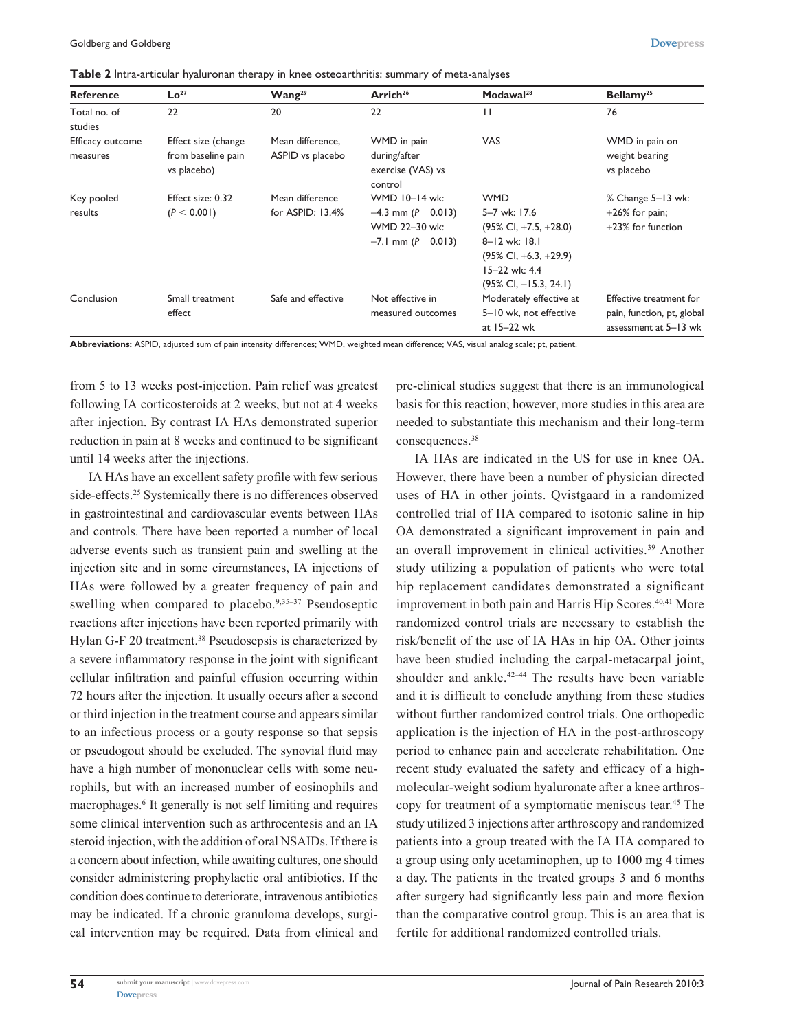**Table 2** Intra-articular hyaluronan therapy in knee osteoarthritis: summary of meta-analyses

| Reference | Lo[27] | Wang[29] | Arrich[26] | Modawal[28] | Bellamy[25] |
|---|---|---|---|---|---|
| Total no. of studies | 22 | 20 | 22 | 11 | 76 |
| Efficacy outcome measures | Effect size (change from baseline pain vs placebo) | Mean difference, ASPID vs placebo | WMD in pain during/after exercise (VAS) vs control | VAS | WMD in pain on weight bearing vs placebo |
| Key pooled results | Effect size: 0.32 ($P < 0.001$) | Mean difference for ASPID: 13.4% | WMD 10–14 wk: –4.3 mm ($P = 0.013$) WMD 22–30 wk: –7.1 mm ($P = 0.013$) | WMD 5–7 wk: 17.6 (95% CI, +7.5, +28.0) 8–12 wk: 18.1 (95% CI, +6.3, +29.9) 15–22 wk: 4.4 (95% CI, –15.3, 24.1) | % Change 5–13 wk: +26% for pain; +23% for function |
| Conclusion | Small treatment effect | Safe and effective | Not effective in measured outcomes | Moderately effective at 5–10 wk, not effective at 15–22 wk | Effective treatment for pain, function, pt, global assessment at 5–13 wk |

**Abbreviations:** ASPID, adjusted sum of pain intensity differences; WMD, weighted mean difference; VAS, visual analog scale; pt, patient.

from 5 to 13 weeks post-injection. Pain relief was greatest following IA corticosteroids at 2 weeks, but not at 4 weeks after injection. By contrast IA HAs demonstrated superior reduction in pain at 8 weeks and continued to be significant until 14 weeks after the injections.

IA HAs have an excellent safety profile with few serious side-effects.[25] Systemically there is no differences observed in gastrointestinal and cardiovascular events between HAs and controls. There have been reported a number of local adverse events such as transient pain and swelling at the injection site and in some circumstances, IA injections of HAs were followed by a greater frequency of pain and swelling when compared to placebo.[9,35–37] Pseudoseptic reactions after injections have been reported primarily with Hylan G-F 20 treatment.[38] Pseudosepsis is characterized by a severe inflammatory response in the joint with significant cellular infiltration and painful effusion occurring within 72 hours after the injection. It usually occurs after a second or third injection in the treatment course and appears similar to an infectious process or a gouty response so that sepsis or pseudogout should be excluded. The synovial fluid may have a high number of mononuclear cells with some neurophils, but with an increased number of eosinophils and macrophages.[6] It generally is not self limiting and requires some clinical intervention such as arthrocentesis and an IA steroid injection, with the addition of oral NSAIDs. If there is a concern about infection, while awaiting cultures, one should consider administering prophylactic oral antibiotics. If the condition does continue to deteriorate, intravenous antibiotics may be indicated. If a chronic granuloma develops, surgical intervention may be required. Data from clinical and pre-clinical studies suggest that there is an immunological basis for this reaction; however, more studies in this area are needed to substantiate this mechanism and their long-term consequences.[38]

IA HAs are indicated in the US for use in knee OA. However, there have been a number of physician directed uses of HA in other joints. Qvistgaard in a randomized controlled trial of HA compared to isotonic saline in hip OA demonstrated a significant improvement in pain and an overall improvement in clinical activities.[39] Another study utilizing a population of patients who were total hip replacement candidates demonstrated a significant improvement in both pain and Harris Hip Scores.[40,41] More randomized control trials are necessary to establish the risk/benefit of the use of IA HAs in hip OA. Other joints have been studied including the carpal-metacarpal joint, shoulder and ankle.[42–44] The results have been variable and it is difficult to conclude anything from these studies without further randomized control trials. One orthopedic application is the injection of HA in the post-arthroscopy period to enhance pain and accelerate rehabilitation. One recent study evaluated the safety and efficacy of a high-molecular-weight sodium hyaluronate after a knee arthroscopy for treatment of a symptomatic meniscus tear.[45] The study utilized 3 injections after arthroscopy and randomized patients into a group treated with the IA HA compared to a group using only acetaminophen, up to 1000 mg 4 times a day. The patients in the treated groups 3 and 6 months after surgery had significantly less pain and more flexion than the comparative control group. This is an area that is fertile for additional randomized controlled trials.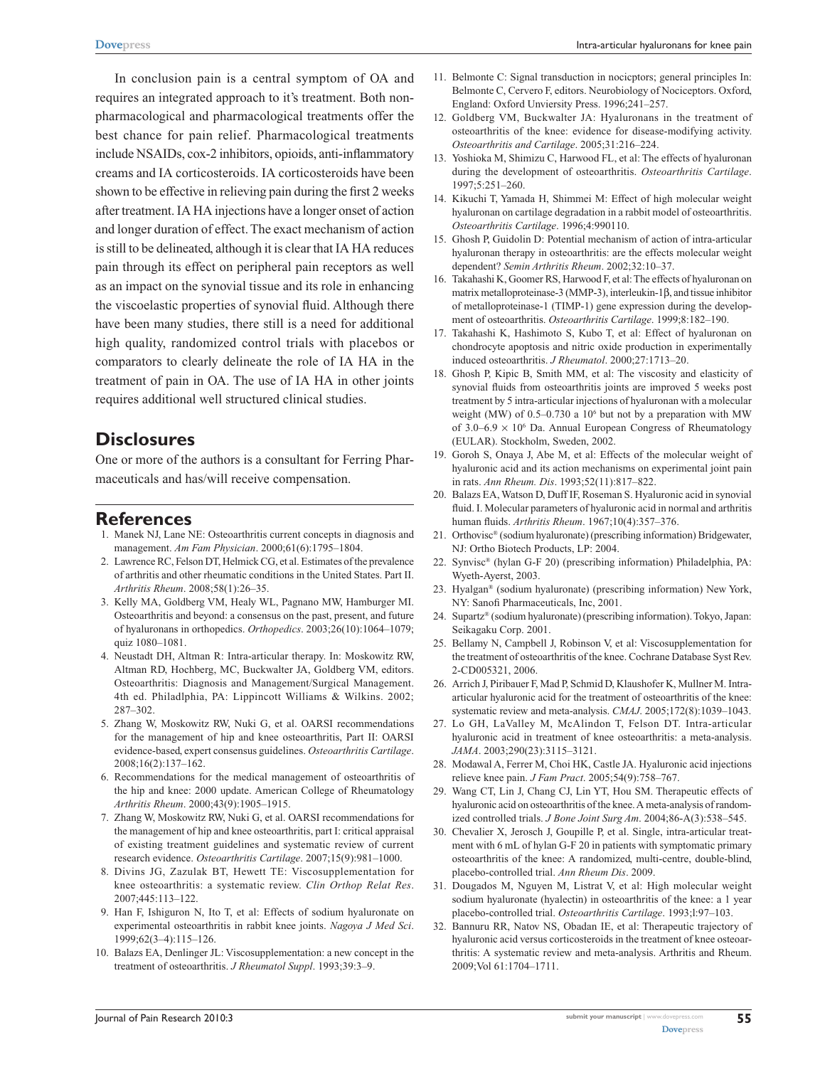In conclusion pain is a central symptom of OA and requires an integrated approach to it's treatment. Both non-pharmacological and pharmacological treatments offer the best chance for pain relief. Pharmacological treatments include NSAIDs, cox-2 inhibitors, opioids, anti-inflammatory creams and IA corticosteroids. IA corticosteroids have been shown to be effective in relieving pain during the first 2 weeks after treatment. IA HA injections have a longer onset of action and longer duration of effect. The exact mechanism of action is still to be delineated, although it is clear that IA HA reduces pain through its effect on peripheral pain receptors as well as an impact on the synovial tissue and its role in enhancing the viscoelastic properties of synovial fluid. Although there have been many studies, there still is a need for additional high quality, randomized control trials with placebos or comparators to clearly delineate the role of IA HA in the treatment of pain in OA. The use of IA HA in other joints requires additional well structured clinical studies.

## Disclosures

One or more of the authors is a consultant for Ferring Pharmaceuticals and has/will receive compensation.

## References

1. Manek NJ, Lane NE: Osteoarthritis current concepts in diagnosis and management. *Am Fam Physician*. 2000;61(6):1795–1804.
2. Lawrence RC, Felson DT, Helmick CG, et al. Estimates of the prevalence of arthritis and other rheumatic conditions in the United States. Part II. *Arthritis Rheum*. 2008;58(1):26–35.
3. Kelly MA, Goldberg VM, Healy WL, Pagnano MW, Hamburger MI. Osteoarthritis and beyond: a consensus on the past, present, and future of hyaluronans in orthopedics. *Orthopedics*. 2003;26(10):1064–1079; quiz 1080–1081.
4. Neustadt DH, Altman R: Intra-articular therapy. In: Moskowitz RW, Altman RD, Hochberg, MC, Buckwalter JA, Goldberg VM, editors. Osteoarthritis: Diagnosis and Management/Surgical Management. 4th ed. Philadlphia, PA: Lippincott Williams & Wilkins. 2002; 287–302.
5. Zhang W, Moskowitz RW, Nuki G, et al. OARSI recommendations for the management of hip and knee osteoarthritis, Part II: OARSI evidence-based, expert consensus guidelines. *Osteoarthritis Cartilage*. 2008;16(2):137–162.
6. Recommendations for the medical management of osteoarthritis of the hip and knee: 2000 update. American College of Rheumatology *Arthritis Rheum*. 2000;43(9):1905–1915.
7. Zhang W, Moskowitz RW, Nuki G, et al. OARSI recommendations for the management of hip and knee osteoarthritis, part I: critical appraisal of existing treatment guidelines and systematic review of current research evidence. *Osteoarthritis Cartilage*. 2007;15(9):981–1000.
8. Divins JG, Zazulak BT, Hewett TE: Viscosupplementation for knee osteoarthritis: a systematic review. *Clin Orthop Relat Res*. 2007;445:113–122.
9. Han F, Ishiguron N, Ito T, et al: Effects of sodium hyaluronate on experimental osteoarthritis in rabbit knee joints. *Nagoya J Med Sci*. 1999;62(3–4):115–126.
10. Balazs EA, Denlinger JL: Viscosupplementation: a new concept in the treatment of osteoarthritis. *J Rheumatol Suppl*. 1993;39:3–9.
11. Belmonte C: Signal transduction in nocicptors; general principles In: Belmonte C, Cervero F, editors. Neurobiology of Nociceptors. Oxford, England: Oxford Unviersity Press. 1996;241–257.
12. Goldberg VM, Buckwalter JA: Hyaluronans in the treatment of osteoarthritis of the knee: evidence for disease-modifying activity. *Osteoarthritis and Cartilage*. 2005;31:216–224.
13. Yoshioka M, Shimizu C, Harwood FL, et al: The effects of hyaluronan during the development of osteoarthritis. *Osteoarthritis Cartilage*. 1997;5:251–260.
14. Kikuchi T, Yamada H, Shimmei M: Effect of high molecular weight hyaluronan on cartilage degradation in a rabbit model of osteoarthritis. *Osteoarthritis Cartilage*. 1996;4:990110.
15. Ghosh P, Guidolin D: Potential mechanism of action of intra-articular hyaluronan therapy in osteoarthritis: are the effects molecular weight dependent? *Semin Arthritis Rheum*. 2002;32:10–37.
16. Takahashi K, Goomer RS, Harwood F, et al: The effects of hyaluronan on matrix metalloproteinase-3 (MMP-3), interleukin-1β, and tissue inhibitor of metalloproteinase-1 (TIMP-1) gene expression during the development of osteoarthritis. *Osteoarthritis Cartilage*. 1999;8:182–190.
17. Takahashi K, Hashimoto S, Kubo T, et al: Effect of hyaluronan on chondrocyte apoptosis and nitric oxide production in experimentally induced osteoarthritis. *J Rheumatol*. 2000;27:1713–20.
18. Ghosh P, Kipic B, Smith MM, et al: The viscosity and elasticity of synovial fluids from osteoarthritis joints are improved 5 weeks post treatment by 5 intra-articular injections of hyaluronan with a molecular weight (MW) of 0.5–0.730 a $10^6$ but not by a preparation with MW of 3.0–6.9 × $10^6$ Da. Annual European Congress of Rheumatology (EULAR). Stockholm, Sweden, 2002.
19. Goroh S, Onaya J, Abe M, et al: Effects of the molecular weight of hyaluronic acid and its action mechanisms on experimental joint pain in rats. *Ann Rheum. Dis*. 1993;52(11):817–822.
20. Balazs EA, Watson D, Duff IF, Roseman S. Hyaluronic acid in synovial fluid. I. Molecular parameters of hyaluronic acid in normal and arthritis human fluids. *Arthritis Rheum*. 1967;10(4):357–376.
21. Orthovisc® (sodium hyaluronate) (prescribing information) Bridgewater, NJ: Ortho Biotech Products, LP: 2004.
22. Synvisc® (hylan G-F 20) (prescribing information) Philadelphia, PA: Wyeth-Ayerst, 2003.
23. Hyalgan® (sodium hyaluronate) (prescribing information) New York, NY: Sanofi Pharmaceuticals, Inc, 2001.
24. Supartz® (sodium hyaluronate) (prescribing information). Tokyo, Japan: Seikagaku Corp. 2001.
25. Bellamy N, Campbell J, Robinson V, et al: Viscosupplementation for the treatment of osteoarthritis of the knee. Cochrane Database Syst Rev. 2-CD005321, 2006.
26. Arrich J, Piribauer F, Mad P, Schmid D, Klaushofer K, Mullner M. Intra-articular hyaluronic acid for the treatment of osteoarthritis of the knee: systematic review and meta-analysis. *CMAJ*. 2005;172(8):1039–1043.
27. Lo GH, LaValley M, McAlindon T, Felson DT. Intra-articular hyaluronic acid in treatment of knee osteoarthritis: a meta-analysis. *JAMA*. 2003;290(23):3115–3121.
28. Modawal A, Ferrer M, Choi HK, Castle JA. Hyaluronic acid injections relieve knee pain. *J Fam Pract*. 2005;54(9):758–767.
29. Wang CT, Lin J, Chang CJ, Lin YT, Hou SM. Therapeutic effects of hyaluronic acid on osteoarthritis of the knee. A meta-analysis of randomized controlled trials. *J Bone Joint Surg Am*. 2004;86-A(3):538–545.
30. Chevalier X, Jerosch J, Goupille P, et al. Single, intra-articular treatment with 6 mL of hylan G-F 20 in patients with symptomatic primary osteoarthritis of the knee: A randomized, multi-centre, double-blind, placebo-controlled trial. *Ann Rheum Dis*. 2009.
31. Dougados M, Nguyen M, Listrat V, et al: High molecular weight sodium hyaluronate (hyalectin) in osteoarthritis of the knee: a 1 year placebo-controlled trial. *Osteoarthritis Cartilage*. 1993;l:97–103.
32. Bannuru RR, Natov NS, Obadan IE, et al: Therapeutic trajectory of hyaluronic acid versus corticosteroids in the treatment of knee osteoarthritis: A systematic review and meta-analysis. Arthritis and Rheum. 2009;Vol 61:1704–1711.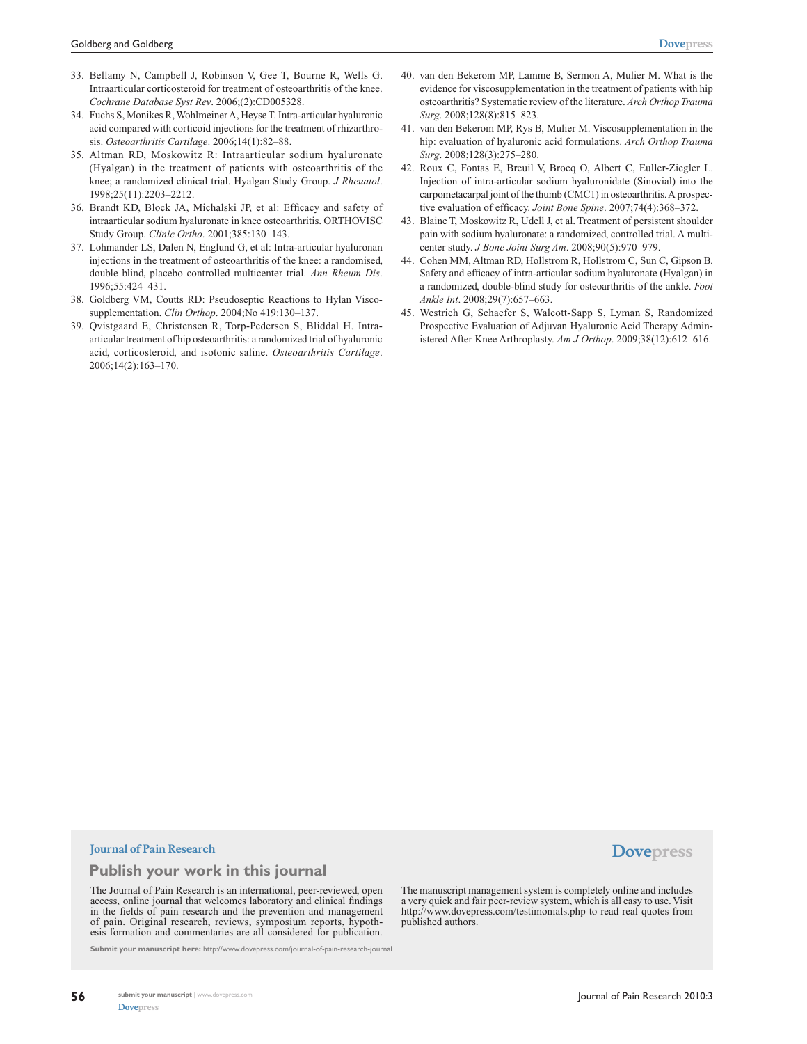33. Bellamy N, Campbell J, Robinson V, Gee T, Bourne R, Wells G. Intraarticular corticosteroid for treatment of osteoarthritis of the knee. *Cochrane Database Syst Rev*. 2006;(2):CD005328.
34. Fuchs S, Monikes R, Wohlmeiner A, Heyse T. Intra-articular hyaluronic acid compared with corticoid injections for the treatment of rhizarthrosis. *Osteoarthritis Cartilage*. 2006;14(1):82–88.
35. Altman RD, Moskowitz R: Intraarticular sodium hyaluronate (Hyalgan) in the treatment of patients with osteoarthritis of the knee; a randomized clinical trial. Hyalgan Study Group. *J Rheuatol*. 1998;25(11):2203–2212.
36. Brandt KD, Block JA, Michalski JP, et al: Efficacy and safety of intraarticular sodium hyaluronate in knee osteoarthritis. ORTHOVISC Study Group. *Clinic Ortho*. 2001;385:130–143.
37. Lohmander LS, Dalen N, Englund G, et al: Intra-articular hyaluronan injections in the treatment of osteoarthritis of the knee: a randomised, double blind, placebo controlled multicenter trial. *Ann Rheum Dis*. 1996;55:424–431.
38. Goldberg VM, Coutts RD: Pseudoseptic Reactions to Hylan Viscosupplementation. *Clin Orthop*. 2004;No 419:130–137.
39. Qvistgaard E, Christensen R, Torp-Pedersen S, Bliddal H. Intraarticular treatment of hip osteoarthritis: a randomized trial of hyaluronic acid, corticosteroid, and isotonic saline. *Osteoarthritis Cartilage*. 2006;14(2):163–170.
40. van den Bekerom MP, Lamme B, Sermon A, Mulier M. What is the evidence for viscosupplementation in the treatment of patients with hip osteoarthritis? Systematic review of the literature. *Arch Orthop Trauma Surg*. 2008;128(8):815–823.
41. van den Bekerom MP, Rys B, Mulier M. Viscosupplementation in the hip: evaluation of hyaluronic acid formulations. *Arch Orthop Trauma Surg*. 2008;128(3):275–280.
42. Roux C, Fontas E, Breuil V, Brocq O, Albert C, Euller-Ziegler L. Injection of intra-articular sodium hyaluronidate (Sinovial) into the carpometacarpal joint of the thumb (CMC1) in osteoarthritis. A prospective evaluation of efficacy. *Joint Bone Spine*. 2007;74(4):368–372.
43. Blaine T, Moskowitz R, Udell J, et al. Treatment of persistent shoulder pain with sodium hyaluronate: a randomized, controlled trial. A multicenter study. *J Bone Joint Surg Am*. 2008;90(5):970–979.
44. Cohen MM, Altman RD, Hollstrom R, Hollstrom C, Sun C, Gipson B. Safety and efficacy of intra-articular sodium hyaluronate (Hyalgan) in a randomized, double-blind study for osteoarthritis of the ankle. *Foot Ankle Int*. 2008;29(7):657–663.
45. Westrich G, Schaefer S, Walcott-Sapp S, Lyman S, Randomized Prospective Evaluation of Adjuvan Hyaluronic Acid Therapy Administered After Knee Arthroplasty. *Am J Orthop*. 2009;38(12):612–616.

**Journal of Pain Research**

**Publish your work in this journal**

The Journal of Pain Research is an international, peer-reviewed, open access, online journal that welcomes laboratory and clinical findings in the fields of pain research and the prevention and management of pain. Original research, reviews, symposium reports, hypothesis formation and commentaries are all considered for publication. The manuscript management system is completely online and includes a very quick and fair peer-review system, which is all easy to use. Visit http://www.dovepress.com/testimonials.php to read real quotes from published authors.

**Submit your manuscript here:** http://www.dovepress.com/journal-of-pain-research-journal